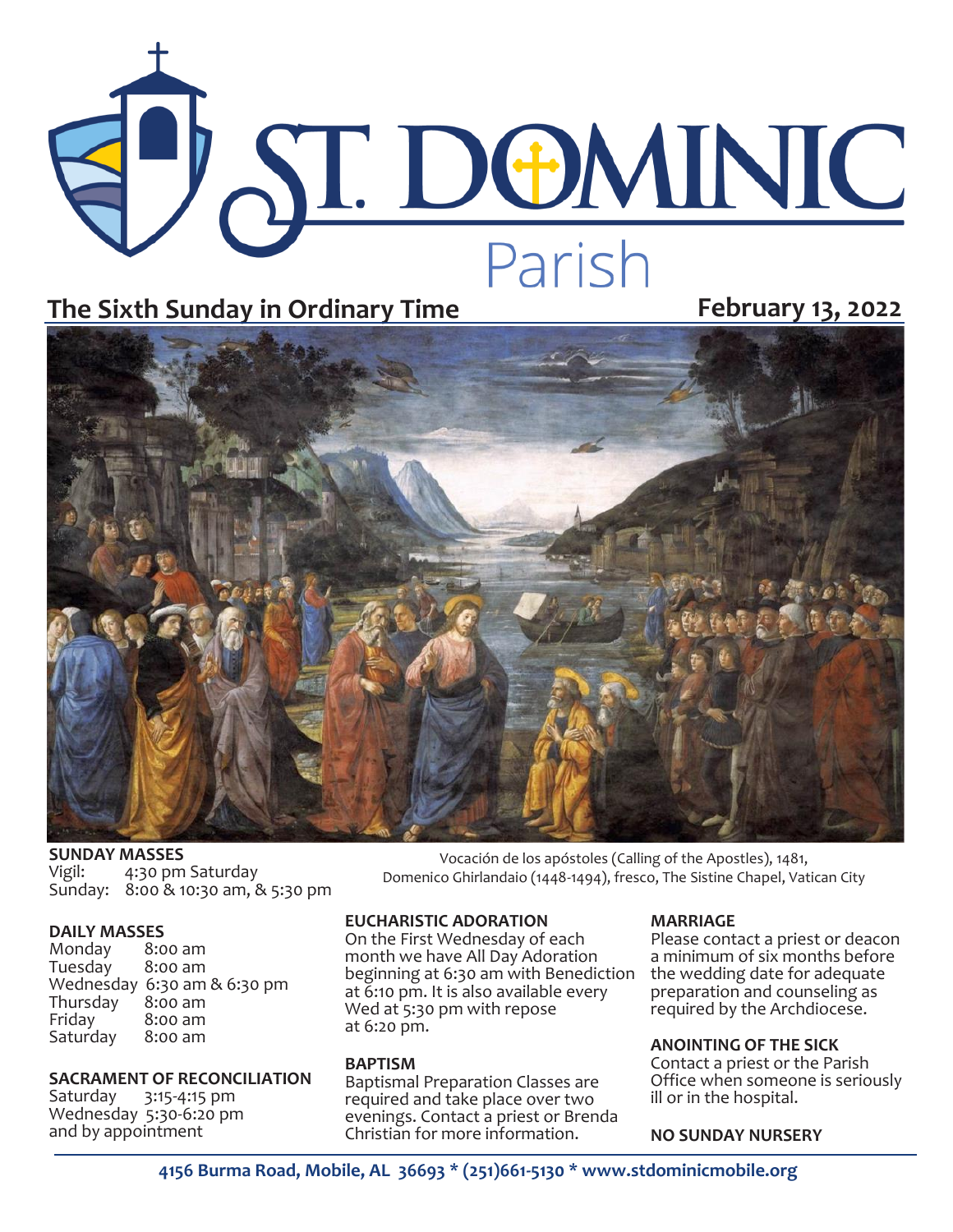# ST. DOMINIC Parish

## The Sixth Sunday in Ordinary Time

**February 13, 2022**

Vocación de los apóstoles (Calling of the Apostles), 1481, Domenico Ghirlandaio (1448-1494), fresco, The Sistine Chapel, Vatican City

**SUNDAY MASSES**
Vigil: 4:30 pm Saturday
Sunday: 8:00 & 10:30 am, & 5:30 pm

**DAILY MASSES**
Monday 8:00 am
Tuesday 8:00 am
Wednesday 6:30 am & 6:30 pm
Thursday 8:00 am
Friday 8:00 am
Saturday 8:00 am

**SACRAMENT OF RECONCILIATION**
Saturday 3:15-4:15 pm
Wednesday 5:30-6:20 pm
and by appointment

**EUCHARISTIC ADORATION**
On the First Wednesday of each month we have All Day Adoration beginning at 6:30 am with Benediction at 6:10 pm. It is also available every Wed at 5:30 pm with repose at 6:20 pm.

**BAPTISM**
Baptismal Preparation Classes are required and take place over two evenings. Contact a priest or Brenda Christian for more information.

**MARRIAGE**
Please contact a priest or deacon a minimum of six months before the wedding date for adequate preparation and counseling as required by the Archdiocese.

**ANOINTING OF THE SICK**
Contact a priest or the Parish Office when someone is seriously ill or in the hospital.

**NO SUNDAY NURSERY**

**4156 Burma Road, Mobile, AL 36693 * (251)661-5130 * www.stdominicmobile.org**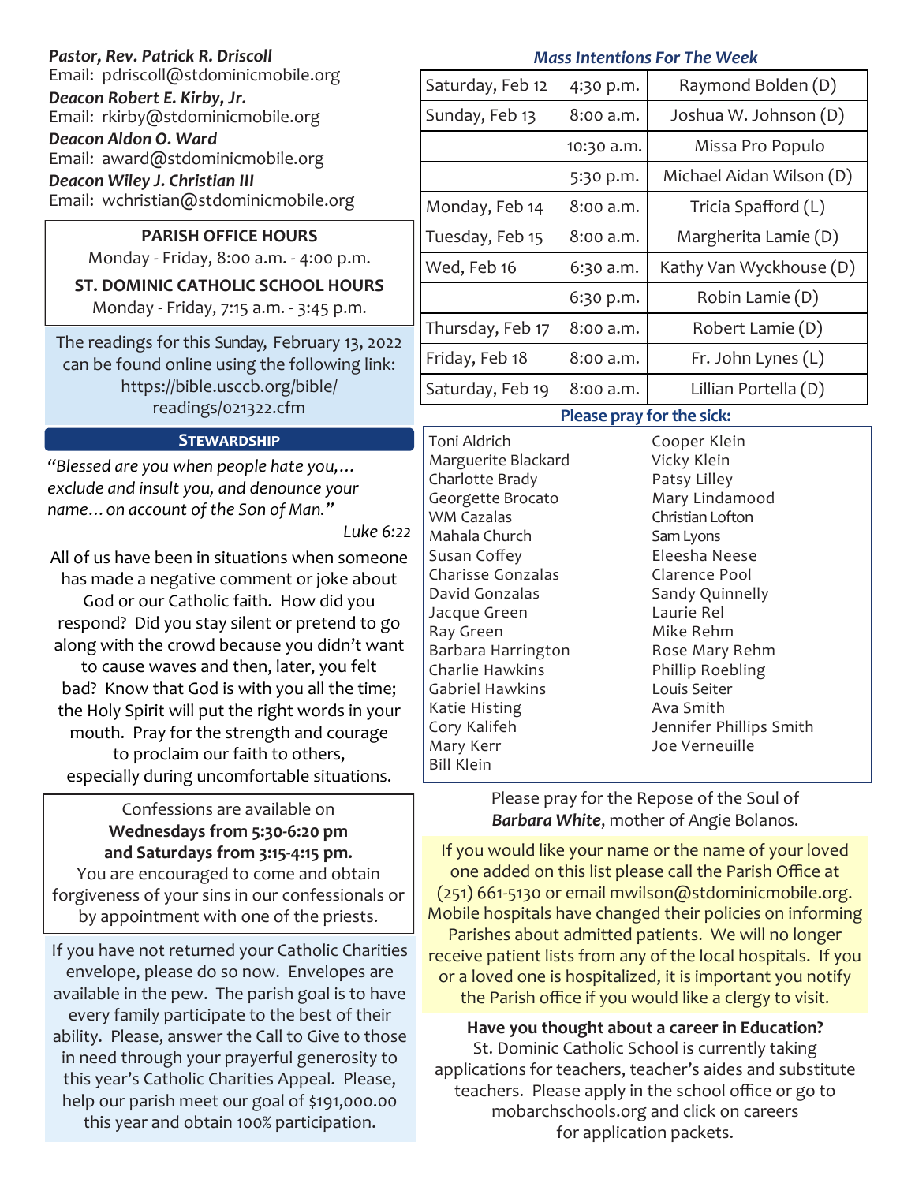***Pastor, Rev. Patrick R. Driscoll***
Email: pdriscoll@stdominicmobile.org

***Deacon Robert E. Kirby, Jr.***
Email: rkirby@stdominicmobile.org

***Deacon Aldon O. Ward***
Email: award@stdominicmobile.org

***Deacon Wiley J. Christian III***
Email: wchristian@stdominicmobile.org

**PARISH OFFICE HOURS**
Monday - Friday, 8:00 a.m. - 4:00 p.m.

**ST. DOMINIC CATHOLIC SCHOOL HOURS**
Monday - Friday, 7:15 a.m. - 3:45 p.m.

The readings for this Sunday, February 13, 2022 can be found online using the following link: https://bible.usccb.org/bible/readings/021322.cfm

## Stewardship

*"Blessed are you when people hate you,… exclude and insult you, and denounce your name… on account of the Son of Man."*

*Luke 6:22*

All of us have been in situations when someone has made a negative comment or joke about God or our Catholic faith. How did you respond? Did you stay silent or pretend to go along with the crowd because you didn't want to cause waves and then, later, you felt bad? Know that God is with you all the time; the Holy Spirit will put the right words in your mouth. Pray for the strength and courage to proclaim our faith to others, especially during uncomfortable situations.

Confessions are available on **Wednesdays from 5:30-6:20 pm and Saturdays from 3:15-4:15 pm.** You are encouraged to come and obtain forgiveness of your sins in our confessionals or by appointment with one of the priests.

If you have not returned your Catholic Charities envelope, please do so now. Envelopes are available in the pew. The parish goal is to have every family participate to the best of their ability. Please, answer the Call to Give to those in need through your prayerful generosity to this year's Catholic Charities Appeal. Please, help our parish meet our goal of $191,000.00 this year and obtain 100% participation.

### *Mass Intentions For The Week*

| | | |
|---|---|---|
| Saturday, Feb 12 | 4:30 p.m. | Raymond Bolden (D) |
| Sunday, Feb 13 | 8:00 a.m. | Joshua W. Johnson (D) |
| | 10:30 a.m. | Missa Pro Populo |
| | 5:30 p.m. | Michael Aidan Wilson (D) |
| Monday, Feb 14 | 8:00 a.m. | Tricia Spafford (L) |
| Tuesday, Feb 15 | 8:00 a.m. | Margherita Lamie (D) |
| Wed, Feb 16 | 6:30 a.m. | Kathy Van Wyckhouse (D) |
| | 6:30 p.m. | Robin Lamie (D) |
| Thursday, Feb 17 | 8:00 a.m. | Robert Lamie (D) |
| Friday, Feb 18 | 8:00 a.m. | Fr. John Lynes (L) |
| Saturday, Feb 19 | 8:00 a.m. | Lillian Portella (D) |

### Please pray for the sick:

Toni Aldrich
Marguerite Blackard
Charlotte Brady
Georgette Brocato
WM Cazalas
Mahala Church
Susan Coffey
Charisse Gonzalas
David Gonzalas
Jacque Green
Ray Green
Barbara Harrington
Charlie Hawkins
Gabriel Hawkins
Katie Histing
Cory Kalifeh
Mary Kerr
Bill Klein
Cooper Klein
Vicky Klein
Patsy Lilley
Mary Lindamood
Christian Lofton
Sam Lyons
Eleesha Neese
Clarence Pool
Sandy Quinnelly
Laurie Rel
Mike Rehm
Rose Mary Rehm
Phillip Roebling
Louis Seiter
Ava Smith
Jennifer Phillips Smith
Joe Verneuille

Please pray for the Repose of the Soul of ***Barbara White***, mother of Angie Bolanos.

If you would like your name or the name of your loved one added on this list please call the Parish Office at (251) 661-5130 or email mwilson@stdominicmobile.org. Mobile hospitals have changed their policies on informing Parishes about admitted patients. We will no longer receive patient lists from any of the local hospitals. If you or a loved one is hospitalized, it is important you notify the Parish office if you would like a clergy to visit.

**Have you thought about a career in Education?**
St. Dominic Catholic School is currently taking applications for teachers, teacher's aides and substitute teachers. Please apply in the school office or go to mobarchschools.org and click on careers for application packets.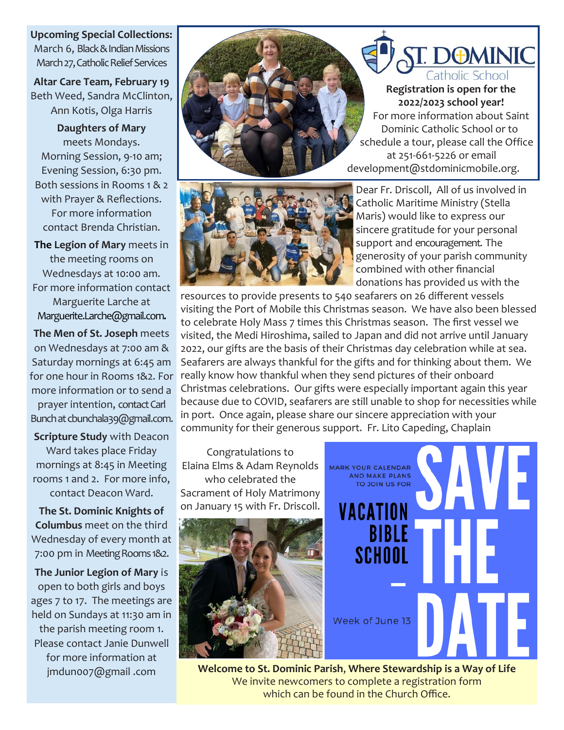**Upcoming Special Collections:**
March 6, Black & Indian Missions
March 27, Catholic Relief Services

**Altar Care Team, February 19**
Beth Weed, Sandra McClinton, Ann Kotis, Olga Harris

**Daughters of Mary** meets Mondays. Morning Session, 9-10 am; Evening Session, 6:30 pm. Both sessions in Rooms 1 & 2 with Prayer & Reflections. For more information contact Brenda Christian.

**The Legion of Mary** meets in the meeting rooms on Wednesdays at 10:00 am. For more information contact Marguerite Larche at Marguerite.Larche@gmail.com.

**The Men of St. Joseph** meets on Wednesdays at 7:00 am & Saturday mornings at 6:45 am for one hour in Rooms 1&2. For more information or to send a prayer intention, contact Carl Bunch at cbunchala39@gmail.com.

**Scripture Study** with Deacon Ward takes place Friday mornings at 8:45 in Meeting rooms 1 and 2. For more info, contact Deacon Ward.

**The St. Dominic Knights of Columbus** meet on the third Wednesday of every month at 7:00 pm in Meeting Rooms 1&2.

**The Junior Legion of Mary** is open to both girls and boys ages 7 to 17. The meetings are held on Sundays at 11:30 am in the parish meeting room 1. Please contact Janie Dunwell for more information at jmdun007@gmail .com

ST. DOMINIC Catholic School

**Registration is open for the 2022/2023 school year!**
For more information about Saint Dominic Catholic School or to schedule a tour, please call the Office at 251-661-5226 or email development@stdominicmobile.org.

Dear Fr. Driscoll, All of us involved in Catholic Maritime Ministry (Stella Maris) would like to express our sincere gratitude for your personal support and encouragement. The generosity of your parish community combined with other financial donations has provided us with the resources to provide presents to 540 seafarers on 26 different vessels visiting the Port of Mobile this Christmas season. We have also been blessed to celebrate Holy Mass 7 times this Christmas season. The first vessel we visited, the Medi Hiroshima, sailed to Japan and did not arrive until January 2022, our gifts are the basis of their Christmas day celebration while at sea. Seafarers are always thankful for the gifts and for thinking about them. We really know how thankful when they send pictures of their onboard Christmas celebrations. Our gifts were especially important again this year because due to COVID, seafarers are still unable to shop for necessities while in port. Once again, please share our sincere appreciation with your community for their generous support. Fr. Lito Capeding, Chaplain

Congratulations to Elaina Elms & Adam Reynolds who celebrated the Sacrament of Holy Matrimony on January 15 with Fr. Driscoll.

MARK YOUR CALENDAR AND MAKE PLANS TO JOIN US FOR

**VACATION BIBLE SCHOOL**

Week of June 13

**SAVE THE DATE**

**Welcome to St. Dominic Parish, Where Stewardship is a Way of Life**
We invite newcomers to complete a registration form which can be found in the Church Office.